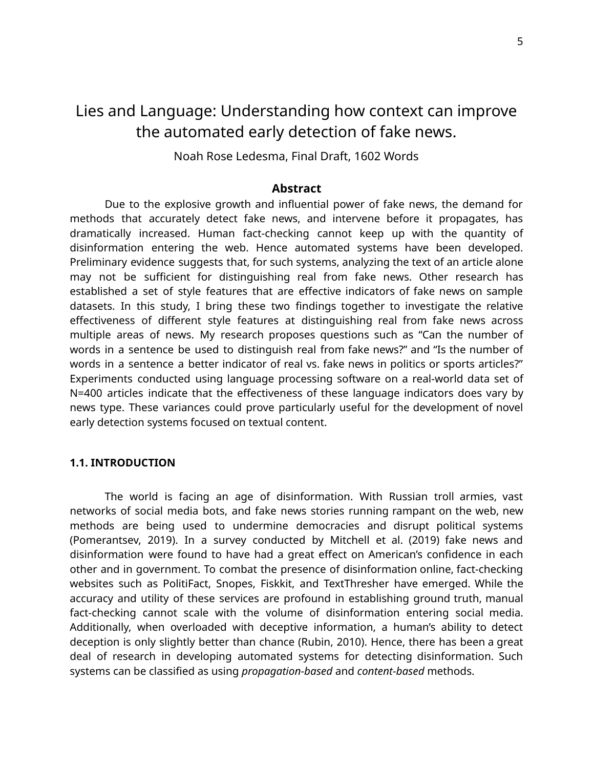# Lies and Language: Understanding how context can improve the automated early detection of fake news.

Noah Rose Ledesma, Final Draft, 1602 Words

## Abstract

Due to the explosive growth and influential power of fake news, the demand for methods that accurately detect fake news, and intervene before it propagates, has dramatically increased. Human fact-checking cannot keep up with the quantity of disinformation entering the web. Hence automated systems have been developed. Preliminary evidence suggests that, for such systems, analyzing the text of an article alone may not be sufficient for distinguishing real from fake news. Other research has established a set of style features that are effective indicators of fake news on sample datasets. In this study, I bring these two findings together to investigate the relative effectiveness of different style features at distinguishing real from fake news across multiple areas of news. My research proposes questions such as "Can the number of words in a sentence be used to distinguish real from fake news?" and "Is the number of words in a sentence a better indicator of real vs. fake news in politics or sports articles?" Experiments conducted using language processing software on a real-world data set of N=400 articles indicate that the effectiveness of these language indicators does vary by news type. These variances could prove particularly useful for the development of novel early detection systems focused on textual content.

## 1.1. INTRODUCTION

The world is facing an age of disinformation. With Russian troll armies, vast networks of social media bots, and fake news stories running rampant on the web, new methods are being used to undermine democracies and disrupt political systems (Pomerantsev, 2019). In a survey conducted by Mitchell et al. (2019) fake news and disinformation were found to have had a great effect on American's confidence in each other and in government. To combat the presence of disinformation online, fact-checking websites such as PolitiFact, Snopes, Fiskkit, and TextThresher have emerged. While the accuracy and utility of these services are profound in establishing ground truth, manual fact-checking cannot scale with the volume of disinformation entering social media. Additionally, when overloaded with deceptive information, a human's ability to detect deception is only slightly better than chance (Rubin, 2010). Hence, there has been a great deal of research in developing automated systems for detecting disinformation. Such systems can be classified as using *propagation-based* and *content-based* methods.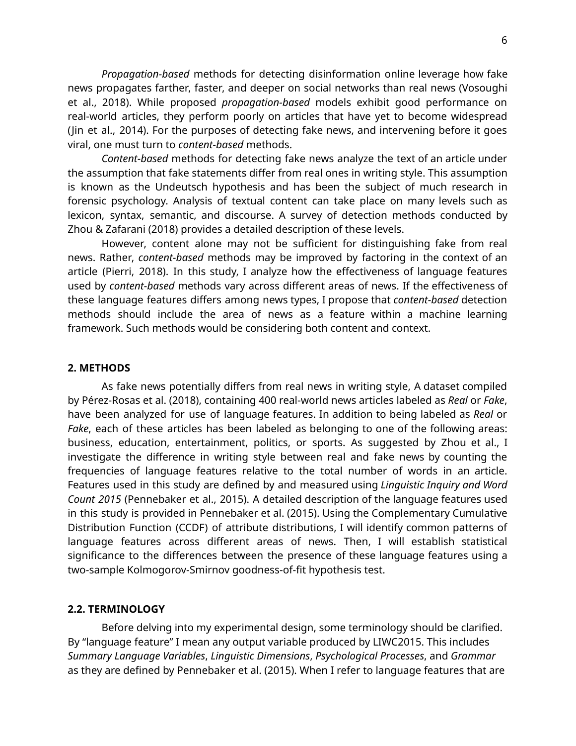*Propagation-based* methods for detecting disinformation online leverage how fake news propagates farther, faster, and deeper on social networks than real news (Vosoughi et al., 2018). While proposed *propagation-based* models exhibit good performance on real-world articles, they perform poorly on articles that have yet to become widespread (Jin et al., 2014). For the purposes of detecting fake news, and intervening before it goes viral, one must turn to *content-based* methods.

*Content-based* methods for detecting fake news analyze the text of an article under the assumption that fake statements differ from real ones in writing style. This assumption is known as the Undeutsch hypothesis and has been the subject of much research in forensic psychology. Analysis of textual content can take place on many levels such as lexicon, syntax, semantic, and discourse. A survey of detection methods conducted by Zhou & Zafarani (2018) provides a detailed description of these levels.

However, content alone may not be sufficient for distinguishing fake from real news. Rather, *content-based* methods may be improved by factoring in the context of an article (Pierri, 2018). In this study, I analyze how the effectiveness of language features used by *content-based* methods vary across different areas of news. If the effectiveness of these language features differs among news types, I propose that *content-based* detection methods should include the area of news as a feature within a machine learning framework. Such methods would be considering both content and context.

## 2. METHODS

As fake news potentially differs from real news in writing style, A dataset compiled by Pérez-Rosas et al. (2018), containing 400 real-world news articles labeled as *Real* or *Fake*, have been analyzed for use of language features. In addition to being labeled as *Real* or *Fake*, each of these articles has been labeled as belonging to one of the following areas: business, education, entertainment, politics, or sports. As suggested by Zhou et al., I investigate the difference in writing style between real and fake news by counting the frequencies of language features relative to the total number of words in an article. Features used in this study are defined by and measured using *Linguistic Inquiry and Word Count 2015* (Pennebaker et al., 2015). A detailed description of the language features used in this study is provided in Pennebaker et al. (2015). Using the Complementary Cumulative Distribution Function (CCDF) of attribute distributions, I will identify common patterns of language features across different areas of news. Then, I will establish statistical significance to the differences between the presence of these language features using a two-sample Kolmogorov-Smirnov goodness-of-fit hypothesis test.

## 2.2. TERMINOLOGY

Before delving into my experimental design, some terminology should be clarified. By "language feature" I mean any output variable produced by LIWC2015. This includes *Summary Language Variables*, *Linguistic Dimensions*, *Psychological Processes*, and *Grammar* as they are defined by Pennebaker et al. (2015). When I refer to language features that are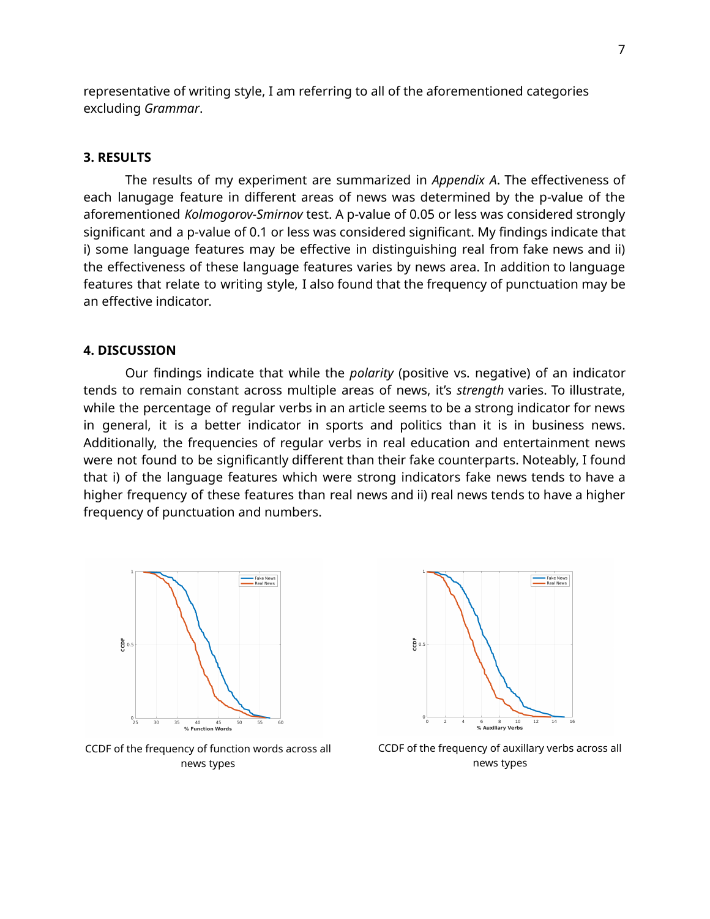representative of writing style, I am referring to all of the aforementioned categories excluding *Grammar*.

## 3. RESULTS

The results of my experiment are summarized in *Appendix A*. The effectiveness of each lanugage feature in different areas of news was determined by the p-value of the aforementioned *Kolmogorov-Smirnov* test. A p-value of 0.05 or less was considered strongly significant and a p-value of 0.1 or less was considered significant. My findings indicate that i) some language features may be effective in distinguishing real from fake news and ii) the effectiveness of these language features varies by news area. In addition to language features that relate to writing style, I also found that the frequency of punctuation may be an effective indicator.

## 4. DISCUSSION

Our findings indicate that while the *polarity* (positive vs. negative) of an indicator tends to remain constant across multiple areas of news, it's *strength* varies. To illustrate, while the percentage of regular verbs in an article seems to be a strong indicator for news in general, it is a better indicator in sports and politics than it is in business news. Additionally, the frequencies of regular verbs in real education and entertainment news were not found to be significantly different than their fake counterparts. Noteably, I found that i) of the language features which were strong indicators fake news tends to have a higher frequency of these features than real news and ii) real news tends to have a higher frequency of punctuation and numbers.

CCDF of the frequency of function words across all news types

CCDF of the frequency of auxillary verbs across all news types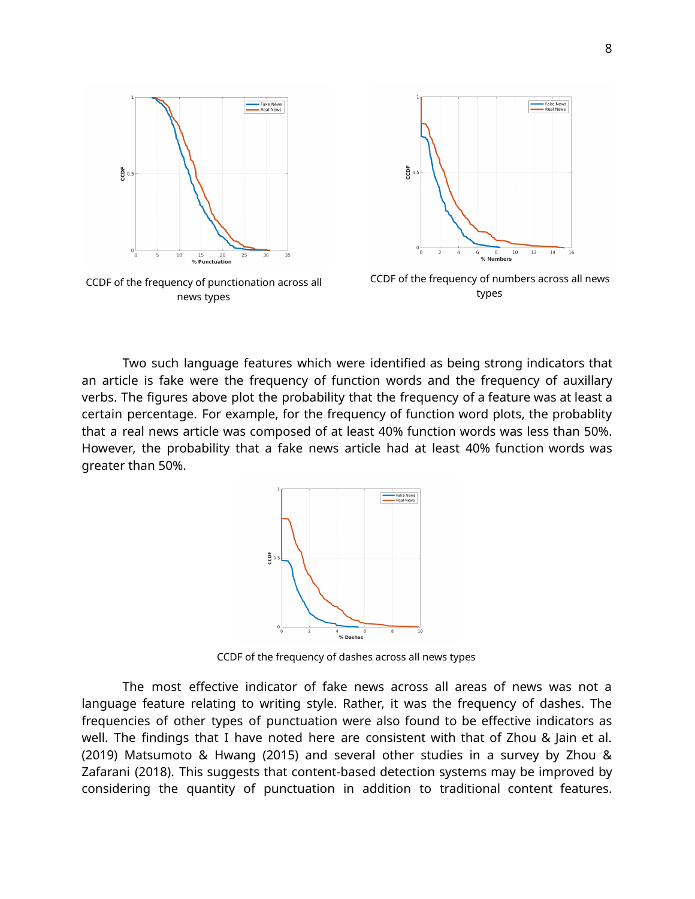CCDF of the frequency of punctionation across all news types

CCDF of the frequency of numbers across all news types

Two such language features which were identified as being strong indicators that an article is fake were the frequency of function words and the frequency of auxillary verbs. The figures above plot the probability that the frequency of a feature was at least a certain percentage. For example, for the frequency of function word plots, the probablity that a real news article was composed of at least 40% function words was less than 50%. However, the probability that a fake news article had at least 40% function words was greater than 50%.

CCDF of the frequency of dashes across all news types

The most effective indicator of fake news across all areas of news was not a language feature relating to writing style. Rather, it was the frequency of dashes. The frequencies of other types of punctuation were also found to be effective indicators as well. The findings that I have noted here are consistent with that of Zhou & Jain et al. (2019) Matsumoto & Hwang (2015) and several other studies in a survey by Zhou & Zafarani (2018). This suggests that content-based detection systems may be improved by considering the quantity of punctuation in addition to traditional content features.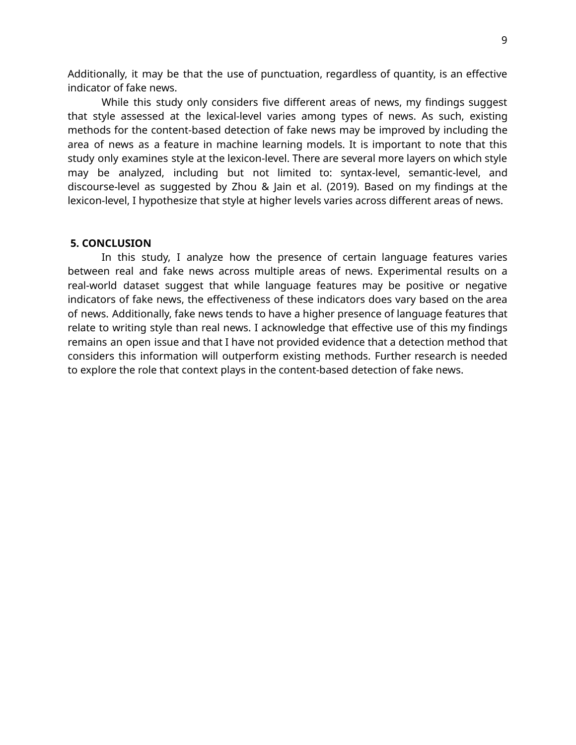Additionally, it may be that the use of punctuation, regardless of quantity, is an effective indicator of fake news.

While this study only considers five different areas of news, my findings suggest that style assessed at the lexical-level varies among types of news. As such, existing methods for the content-based detection of fake news may be improved by including the area of news as a feature in machine learning models. It is important to note that this study only examines style at the lexicon-level. There are several more layers on which style may be analyzed, including but not limited to: syntax-level, semantic-level, and discourse-level as suggested by Zhou & Jain et al. (2019). Based on my findings at the lexicon-level, I hypothesize that style at higher levels varies across different areas of news.

## 5. CONCLUSION

In this study, I analyze how the presence of certain language features varies between real and fake news across multiple areas of news. Experimental results on a real-world dataset suggest that while language features may be positive or negative indicators of fake news, the effectiveness of these indicators does vary based on the area of news. Additionally, fake news tends to have a higher presence of language features that relate to writing style than real news. I acknowledge that effective use of this my findings remains an open issue and that I have not provided evidence that a detection method that considers this information will outperform existing methods. Further research is needed to explore the role that context plays in the content-based detection of fake news.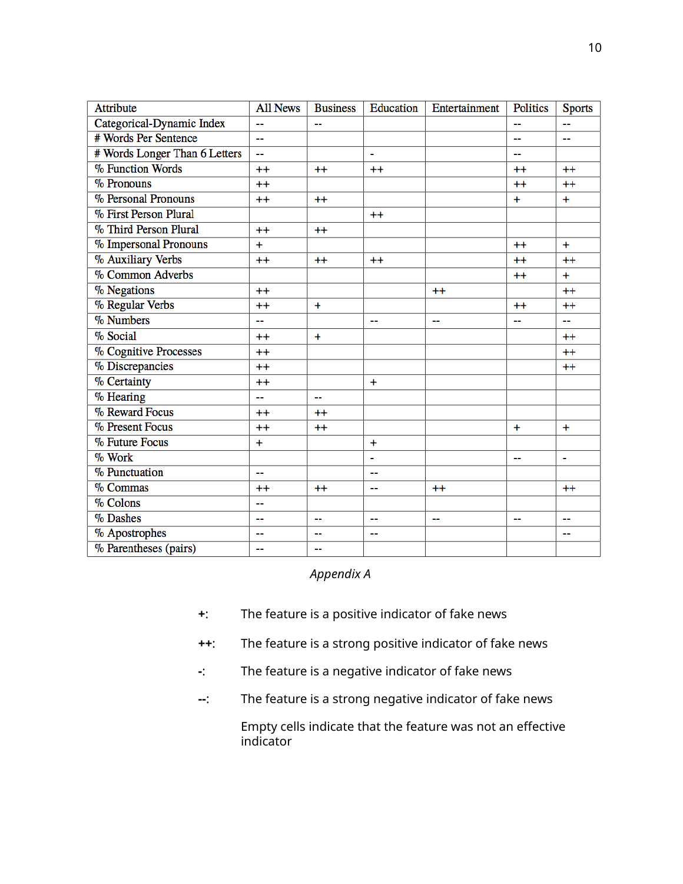| Attribute | All News | Business | Education | Entertainment | Politics | Sports |
|---|---|---|---|---|---|---|
| Categorical-Dynamic Index | -- | -- | | | -- | -- |
| # Words Per Sentence | -- | | | | -- | -- |
| # Words Longer Than 6 Letters | -- | | - | | -- | |
| % Function Words | ++ | ++ | ++ | | ++ | ++ |
| % Pronouns | ++ | | | | ++ | ++ |
| % Personal Pronouns | ++ | ++ | | | + | + |
| % First Person Plural | | | ++ | | | |
| % Third Person Plural | ++ | ++ | | | | |
| % Impersonal Pronouns | + | | | | ++ | + |
| % Auxiliary Verbs | ++ | ++ | ++ | | ++ | ++ |
| % Common Adverbs | | | | | ++ | + |
| % Negations | ++ | | | ++ | | ++ |
| % Regular Verbs | ++ | + | | | ++ | ++ |
| % Numbers | -- | | -- | -- | -- | -- |
| % Social | ++ | + | | | | ++ |
| % Cognitive Processes | ++ | | | | | ++ |
| % Discrepancies | ++ | | | | | ++ |
| % Certainty | ++ | | + | | | |
| % Hearing | -- | -- | | | | |
| % Reward Focus | ++ | ++ | | | | |
| % Present Focus | ++ | ++ | | | + | + |
| % Future Focus | + | | + | | | |
| % Work | | | - | | -- | - |
| % Punctuation | -- | | -- | | | |
| % Commas | ++ | ++ | -- | ++ | | ++ |
| % Colons | -- | | | | | |
| % Dashes | -- | -- | -- | -- | -- | -- |
| % Apostrophes | -- | -- | -- | | | -- |
| % Parentheses (pairs) | -- | -- | | | | |

*Appendix A*

+: The feature is a positive indicator of fake news

++: The feature is a strong positive indicator of fake news

-: The feature is a negative indicator of fake news

--: The feature is a strong negative indicator of fake news

Empty cells indicate that the feature was not an effective indicator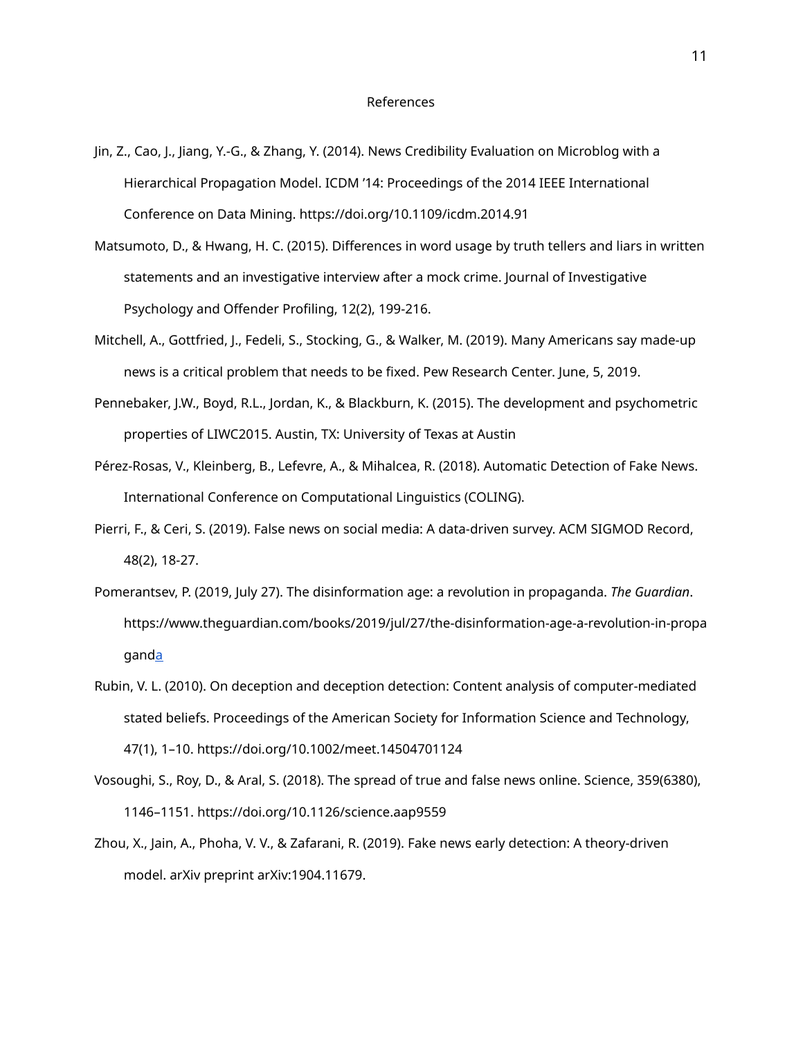# References

Jin, Z., Cao, J., Jiang, Y.-G., & Zhang, Y. (2014). News Credibility Evaluation on Microblog with a Hierarchical Propagation Model. ICDM '14: Proceedings of the 2014 IEEE International Conference on Data Mining. https://doi.org/10.1109/icdm.2014.91

Matsumoto, D., & Hwang, H. C. (2015). Differences in word usage by truth tellers and liars in written statements and an investigative interview after a mock crime. Journal of Investigative Psychology and Offender Profiling, 12(2), 199-216.

Mitchell, A., Gottfried, J., Fedeli, S., Stocking, G., & Walker, M. (2019). Many Americans say made-up news is a critical problem that needs to be fixed. Pew Research Center. June, 5, 2019.

Pennebaker, J.W., Boyd, R.L., Jordan, K., & Blackburn, K. (2015). The development and psychometric properties of LIWC2015. Austin, TX: University of Texas at Austin

Pérez-Rosas, V., Kleinberg, B., Lefevre, A., & Mihalcea, R. (2018). Automatic Detection of Fake News. International Conference on Computational Linguistics (COLING).

Pierri, F., & Ceri, S. (2019). False news on social media: A data-driven survey. ACM SIGMOD Record, 48(2), 18-27.

Pomerantsev, P. (2019, July 27). The disinformation age: a revolution in propaganda. *The Guardian*. https://www.theguardian.com/books/2019/jul/27/the-disinformation-age-a-revolution-in-propaganda

Rubin, V. L. (2010). On deception and deception detection: Content analysis of computer-mediated stated beliefs. Proceedings of the American Society for Information Science and Technology, 47(1), 1–10. https://doi.org/10.1002/meet.14504701124

Vosoughi, S., Roy, D., & Aral, S. (2018). The spread of true and false news online. Science, 359(6380), 1146–1151. https://doi.org/10.1126/science.aap9559

Zhou, X., Jain, A., Phoha, V. V., & Zafarani, R. (2019). Fake news early detection: A theory-driven model. arXiv preprint arXiv:1904.11679.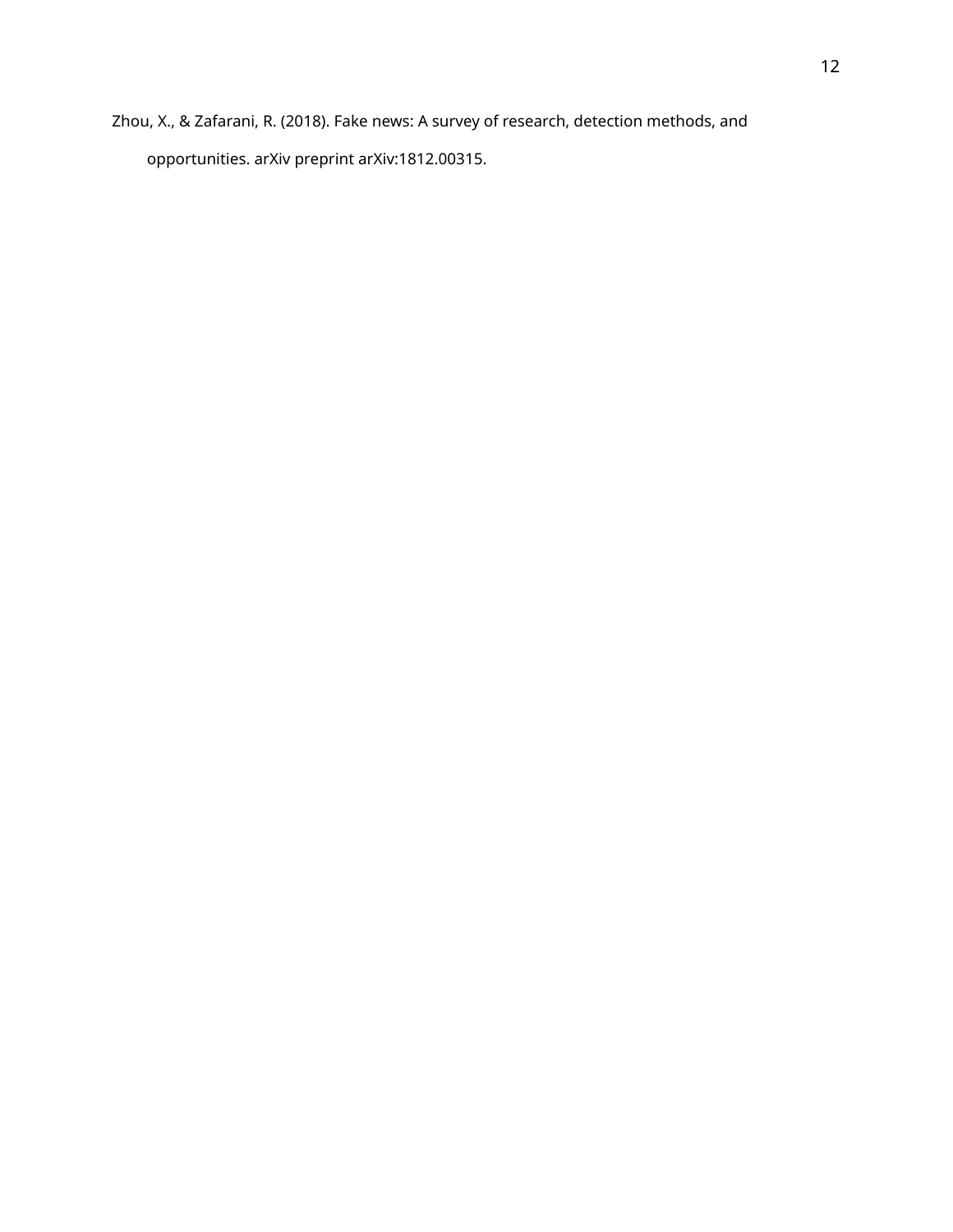Zhou, X., & Zafarani, R. (2018). Fake news: A survey of research, detection methods, and opportunities. arXiv preprint arXiv:1812.00315.